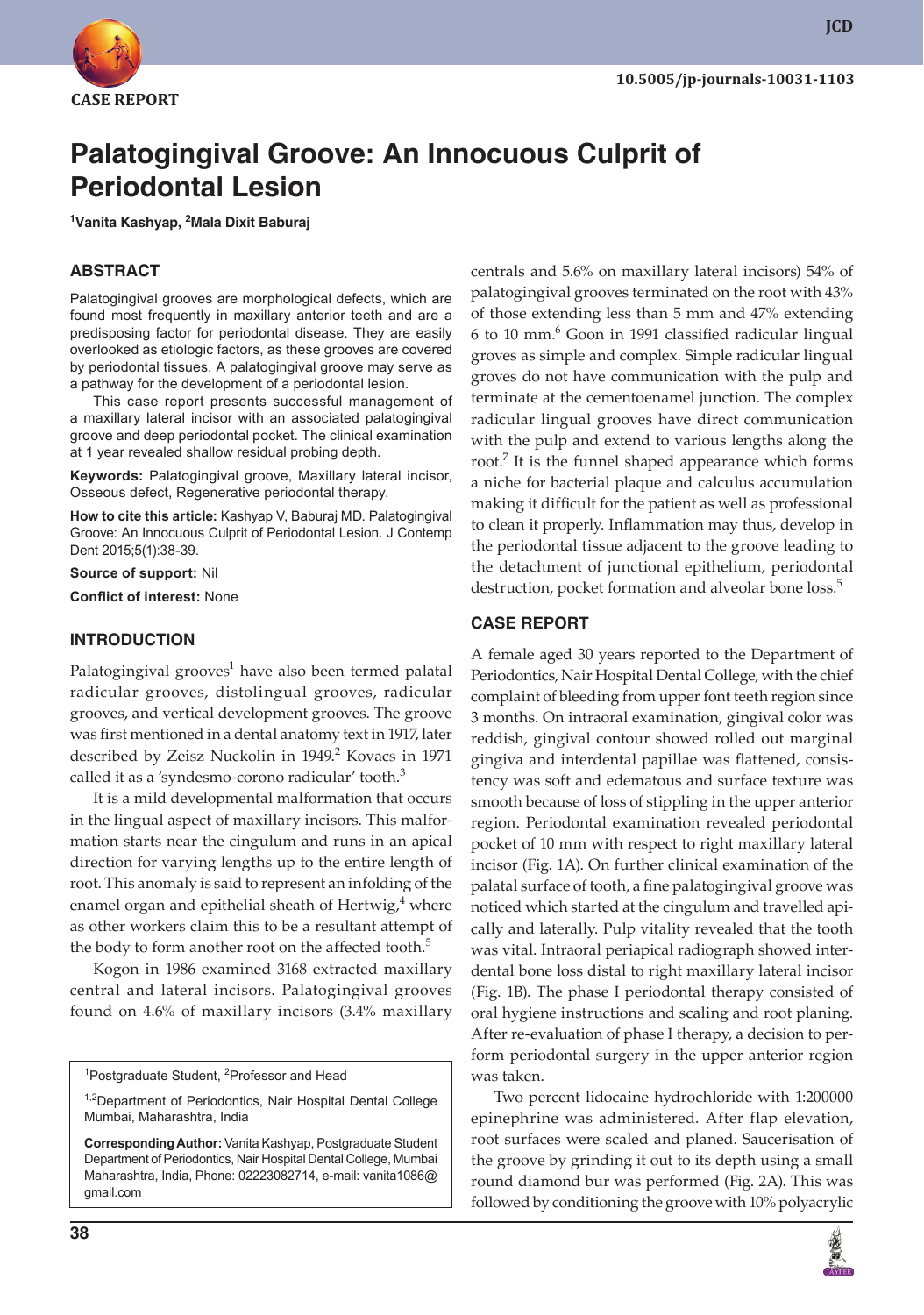CASE REPORT

10.5005/jp-journals-10031-1103

# Palatogingival Groove: An Innocuous Culprit of Periodontal Lesion

[1]Vanita Kashyap, [2]Mala Dixit Baburaj

## ABSTRACT

Palatogingival grooves are morphological defects, which are found most frequently in maxillary anterior teeth and are a predisposing factor for periodontal disease. They are easily overlooked as etiologic factors, as these grooves are covered by periodontal tissues. A palatogingival groove may serve as a pathway for the development of a periodontal lesion.

This case report presents successful management of a maxillary lateral incisor with an associated palatogingival groove and deep periodontal pocket. The clinical examination at 1 year revealed shallow residual probing depth.

**Keywords:** Palatogingival groove, Maxillary lateral incisor, Osseous defect, Regenerative periodontal therapy.

**How to cite this article:** Kashyap V, Baburaj MD. Palatogingival Groove: An Innocuous Culprit of Periodontal Lesion. J Contemp Dent 2015;5(1):38-39.

**Source of support:** Nil

**Conflict of interest:** None

## INTRODUCTION

Palatogingival grooves[1] have also been termed palatal radicular grooves, distolingual grooves, radicular grooves, and vertical development grooves. The groove was first mentioned in a dental anatomy text in 1917, later described by Zeisz Nuckolin in 1949.[2] Kovacs in 1971 called it as a 'syndesmo-corono radicular' tooth.[3]

It is a mild developmental malformation that occurs in the lingual aspect of maxillary incisors. This malformation starts near the cingulum and runs in an apical direction for varying lengths up to the entire length of root. This anomaly is said to represent an infolding of the enamel organ and epithelial sheath of Hertwig,[4] where as other workers claim this to be a resultant attempt of the body to form another root on the affected tooth.[5]

Kogon in 1986 examined 3168 extracted maxillary central and lateral incisors. Palatogingival grooves found on 4.6% of maxillary incisors (3.4% maxillary centrals and 5.6% on maxillary lateral incisors) 54% of palatogingival grooves terminated on the root with 43% of those extending less than 5 mm and 47% extending 6 to 10 mm.[6] Goon in 1991 classified radicular lingual groves as simple and complex. Simple radicular lingual groves do not have communication with the pulp and terminate at the cementoenamel junction. The complex radicular lingual grooves have direct communication with the pulp and extend to various lengths along the root.[7] It is the funnel shaped appearance which forms a niche for bacterial plaque and calculus accumulation making it difficult for the patient as well as professional to clean it properly. Inflammation may thus, develop in the periodontal tissue adjacent to the groove leading to the detachment of junctional epithelium, periodontal destruction, pocket formation and alveolar bone loss.[5]

## CASE REPORT

A female aged 30 years reported to the Department of Periodontics, Nair Hospital Dental College, with the chief complaint of bleeding from upper font teeth region since 3 months. On intraoral examination, gingival color was reddish, gingival contour showed rolled out marginal gingiva and interdental papillae was flattened, consistency was soft and edematous and surface texture was smooth because of loss of stippling in the upper anterior region. Periodontal examination revealed periodontal pocket of 10 mm with respect to right maxillary lateral incisor (Fig. 1A). On further clinical examination of the palatal surface of tooth, a fine palatogingival groove was noticed which started at the cingulum and travelled apically and laterally. Pulp vitality revealed that the tooth was vital. Intraoral periapical radiograph showed interdental bone loss distal to right maxillary lateral incisor (Fig. 1B). The phase I periodontal therapy consisted of oral hygiene instructions and scaling and root planing. After re-evaluation of phase I therapy, a decision to perform periodontal surgery in the upper anterior region was taken.

Two percent lidocaine hydrochloride with 1:200000 epinephrine was administered. After flap elevation, root surfaces were scaled and planed. Saucerisation of the groove by grinding it out to its depth using a small round diamond bur was performed (Fig. 2A). This was followed by conditioning the groove with 10% polyacrylic

---

[1]Postgraduate Student, [2]Professor and Head

[1,2]Department of Periodontics, Nair Hospital Dental College Mumbai, Maharashtra, India

**Corresponding Author:** Vanita Kashyap, Postgraduate Student Department of Periodontics, Nair Hospital Dental College, Mumbai Maharashtra, India, Phone: 02223082714, e-mail: vanita1086@gmail.com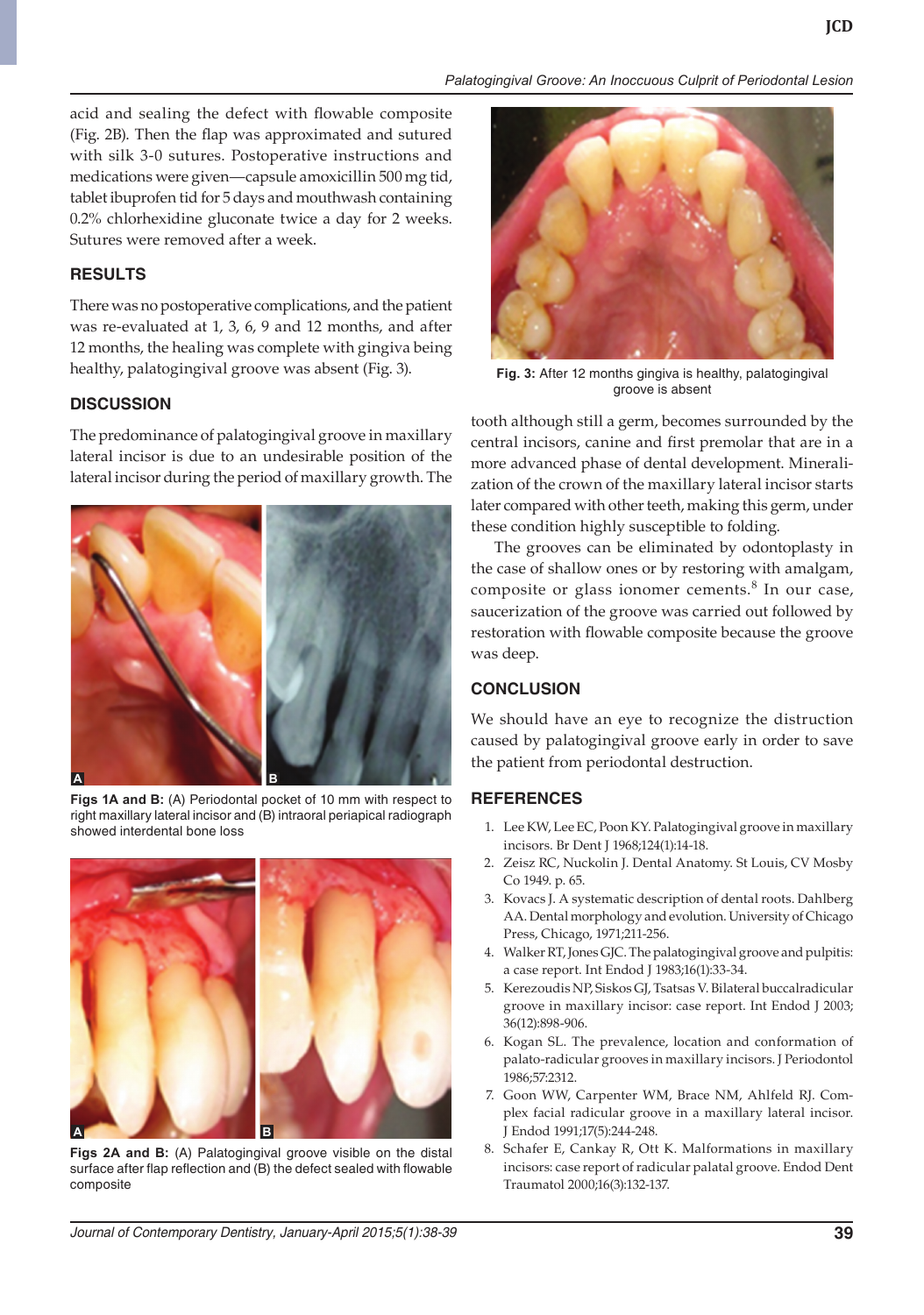acid and sealing the defect with flowable composite (Fig. 2B). Then the flap was approximated and sutured with silk 3-0 sutures. Postoperative instructions and medications were given—capsule amoxicillin 500 mg tid, tablet ibuprofen tid for 5 days and mouthwash containing 0.2% chlorhexidine gluconate twice a day for 2 weeks. Sutures were removed after a week.

## RESULTS

There was no postoperative complications, and the patient was re-evaluated at 1, 3, 6, 9 and 12 months, and after 12 months, the healing was complete with gingiva being healthy, palatogingival groove was absent (Fig. 3).

## DISCUSSION

The predominance of palatogingival groove in maxillary lateral incisor is due to an undesirable position of the lateral incisor during the period of maxillary growth. The tooth although still a germ, becomes surrounded by the central incisors, canine and first premolar that are in a more advanced phase of dental development. Mineralization of the crown of the maxillary lateral incisor starts later compared with other teeth, making this germ, under these condition highly susceptible to folding.

**Figs 1A and B:** (A) Periodontal pocket of 10 mm with respect to right maxillary lateral incisor and (B) intraoral periapical radiograph showed interdental bone loss

**Figs 2A and B:** (A) Palatogingival groove visible on the distal surface after flap reflection and (B) the defect sealed with flowable composite

**Fig. 3:** After 12 months gingiva is healthy, palatogingival groove is absent

The grooves can be eliminated by odontoplasty in the case of shallow ones or by restoring with amalgam, composite or glass ionomer cements.[8] In our case, saucerization of the groove was carried out followed by restoration with flowable composite because the groove was deep.

## CONCLUSION

We should have an eye to recognize the distruction caused by palatogingival groove early in order to save the patient from periodontal destruction.

## REFERENCES

1. Lee KW, Lee EC, Poon KY. Palatogingival groove in maxillary incisors. Br Dent J 1968;124(1):14-18.
2. Zeisz RC, Nuckolin J. Dental Anatomy. St Louis, CV Mosby Co 1949. p. 65.
3. Kovacs J. A systematic description of dental roots. Dahlberg AA. Dental morphology and evolution. University of Chicago Press, Chicago, 1971;211-256.
4. Walker RT, Jones GJC. The palatogingival groove and pulpitis: a case report. Int Endod J 1983;16(1):33-34.
5. Kerezoudis NP, Siskos GJ, Tsatsas V. Bilateral buccalradicular groove in maxillary incisor: case report. Int Endod J 2003; 36(12):898-906.
6. Kogan SL. The prevalence, location and conformation of palato-radicular grooves in maxillary incisors. J Periodontol 1986;57:2312.
7. Goon WW, Carpenter WM, Brace NM, Ahlfeld RJ. Complex facial radicular groove in a maxillary lateral incisor. J Endod 1991;17(5):244-248.
8. Schafer E, Cankay R, Ott K. Malformations in maxillary incisors: case report of radicular palatal groove. Endod Dent Traumatol 2000;16(3):132-137.